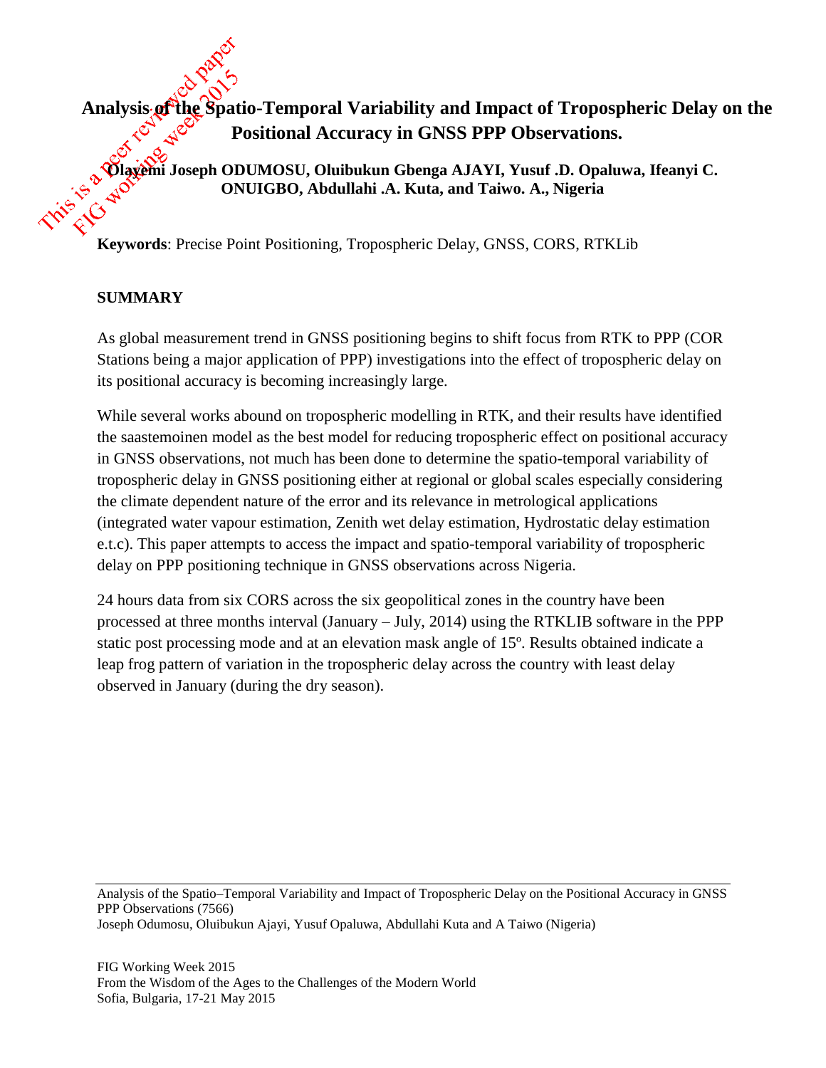# Analysis of the Spatio-Temporal Variability and Impact of Tropospheric Delay on the Positional Accuracy in GNSS PPP Observations.

**Olayemi Joseph ODUMOSU, Oluibukun Gbenga AJAYI, Yusuf .D. Opaluwa, Ifeanyi C. ONUIGBO, Abdullahi .A. Kuta, and Taiwo. A., Nigeria**

**Keywords**: Precise Point Positioning, Tropospheric Delay, GNSS, CORS, RTKLib

## SUMMARY

As global measurement trend in GNSS positioning begins to shift focus from RTK to PPP (COR Stations being a major application of PPP) investigations into the effect of tropospheric delay on its positional accuracy is becoming increasingly large.

While several works abound on tropospheric modelling in RTK, and their results have identified the saastemoinen model as the best model for reducing tropospheric effect on positional accuracy in GNSS observations, not much has been done to determine the spatio-temporal variability of tropospheric delay in GNSS positioning either at regional or global scales especially considering the climate dependent nature of the error and its relevance in metrological applications (integrated water vapour estimation, Zenith wet delay estimation, Hydrostatic delay estimation e.t.c). This paper attempts to access the impact and spatio-temporal variability of tropospheric delay on PPP positioning technique in GNSS observations across Nigeria.

24 hours data from six CORS across the six geopolitical zones in the country have been processed at three months interval (January – July, 2014) using the RTKLIB software in the PPP static post processing mode and at an elevation mask angle of 15º. Results obtained indicate a leap frog pattern of variation in the tropospheric delay across the country with least delay observed in January (during the dry season).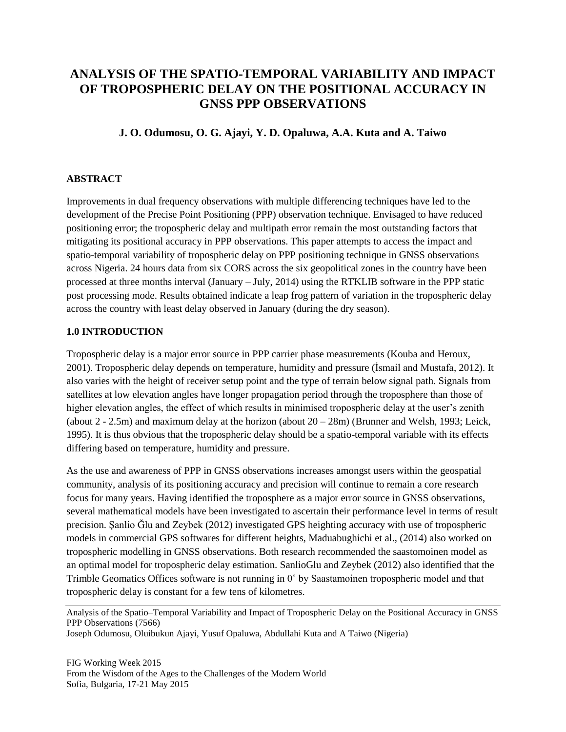# ANALYSIS OF THE SPATIO-TEMPORAL VARIABILITY AND IMPACT OF TROPOSPHERIC DELAY ON THE POSITIONAL ACCURACY IN GNSS PPP OBSERVATIONS

**J. O. Odumosu, O. G. Ajayi, Y. D. Opaluwa, A.A. Kuta and A. Taiwo**

## ABSTRACT

Improvements in dual frequency observations with multiple differencing techniques have led to the development of the Precise Point Positioning (PPP) observation technique. Envisaged to have reduced positioning error; the tropospheric delay and multipath error remain the most outstanding factors that mitigating its positional accuracy in PPP observations. This paper attempts to access the impact and spatio-temporal variability of tropospheric delay on PPP positioning technique in GNSS observations across Nigeria. 24 hours data from six CORS across the six geopolitical zones in the country have been processed at three months interval (January – July, 2014) using the RTKLIB software in the PPP static post processing mode. Results obtained indicate a leap frog pattern of variation in the tropospheric delay across the country with least delay observed in January (during the dry season).

## 1.0 INTRODUCTION

Tropospheric delay is a major error source in PPP carrier phase measurements (Kouba and Heroux, 2001). Tropospheric delay depends on temperature, humidity and pressure (İsmail and Mustafa, 2012). It also varies with the height of receiver setup point and the type of terrain below signal path. Signals from satellites at low elevation angles have longer propagation period through the troposphere than those of higher elevation angles, the effect of which results in minimised tropospheric delay at the user's zenith (about 2 - 2.5m) and maximum delay at the horizon (about 20 – 28m) (Brunner and Welsh, 1993; Leick, 1995). It is thus obvious that the tropospheric delay should be a spatio-temporal variable with its effects differing based on temperature, humidity and pressure.

As the use and awareness of PPP in GNSS observations increases amongst users within the geospatial community, analysis of its positioning accuracy and precision will continue to remain a core research focus for many years. Having identified the troposphere as a major error source in GNSS observations, several mathematical models have been investigated to ascertain their performance level in terms of result precision. Şanlio Ğlu and Zeybek (2012) investigated GPS heighting accuracy with use of tropospheric models in commercial GPS softwares for different heights, Maduabughichi et al., (2014) also worked on tropospheric modelling in GNSS observations. Both research recommended the saastomoinen model as an optimal model for tropospheric delay estimation. SanlioGlu and Zeybek (2012) also identified that the Trimble Geomatics Offices software is not running in 0˚ by Saastamoinen tropospheric model and that tropospheric delay is constant for a few tens of kilometres.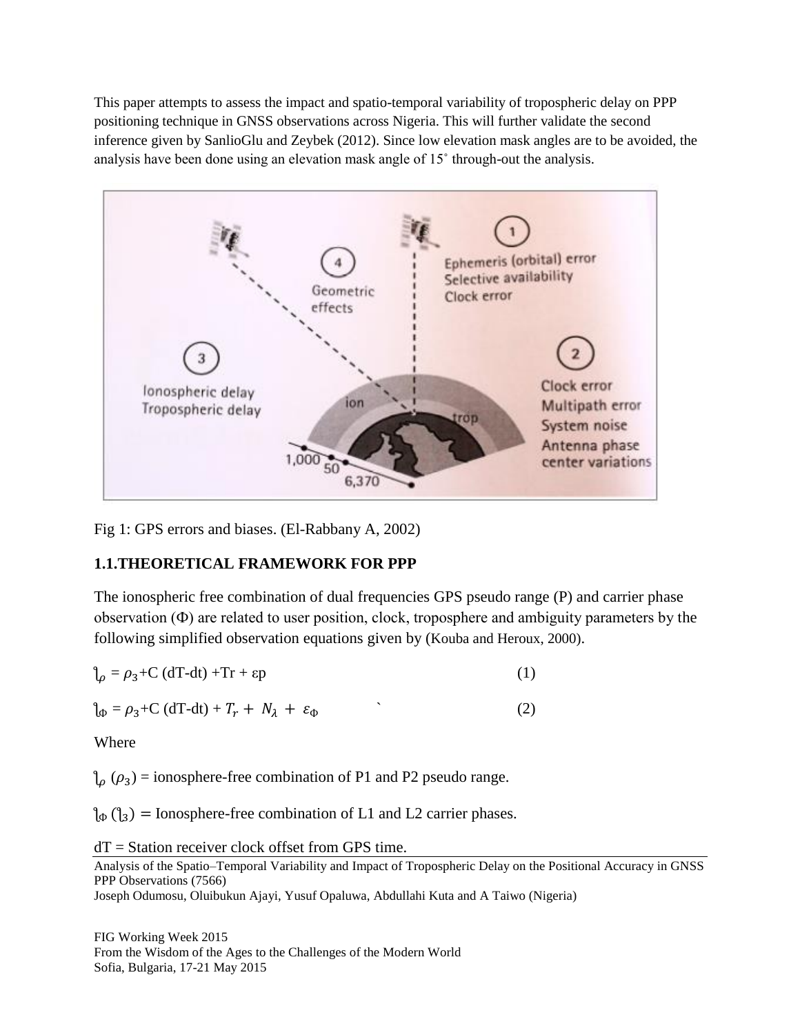This paper attempts to assess the impact and spatio-temporal variability of tropospheric delay on PPP positioning technique in GNSS observations across Nigeria. This will further validate the second inference given by SanlioGlu and Zeybek (2012). Since low elevation mask angles are to be avoided, the analysis have been done using an elevation mask angle of 15˚ through-out the analysis.

Fig 1: GPS errors and biases. (El-Rabbany A, 2002)

## 1.1.THEORETICAL FRAMEWORK FOR PPP

The ionospheric free combination of dual frequencies GPS pseudo range (P) and carrier phase observation (Φ) are related to user position, clock, troposphere and ambiguity parameters by the following simplified observation equations given by (Kouba and Heroux, 2000).

$$\ell_{\rho} = \rho_3 + C\,(dT - dt) + Tr + \varepsilon p \qquad (1)$$

$$\ell_{\Phi} = \rho_3 + C\,(dT - dt) + T_r + N_{\lambda} + \varepsilon_{\Phi} \qquad (2)$$

Where

$\ell_{\rho}$ ($\rho_3$) = ionosphere-free combination of P1 and P2 pseudo range.

$\ell_{\Phi}$ ($\ell_3$) = Ionosphere-free combination of L1 and L2 carrier phases.

dT = Station receiver clock offset from GPS time.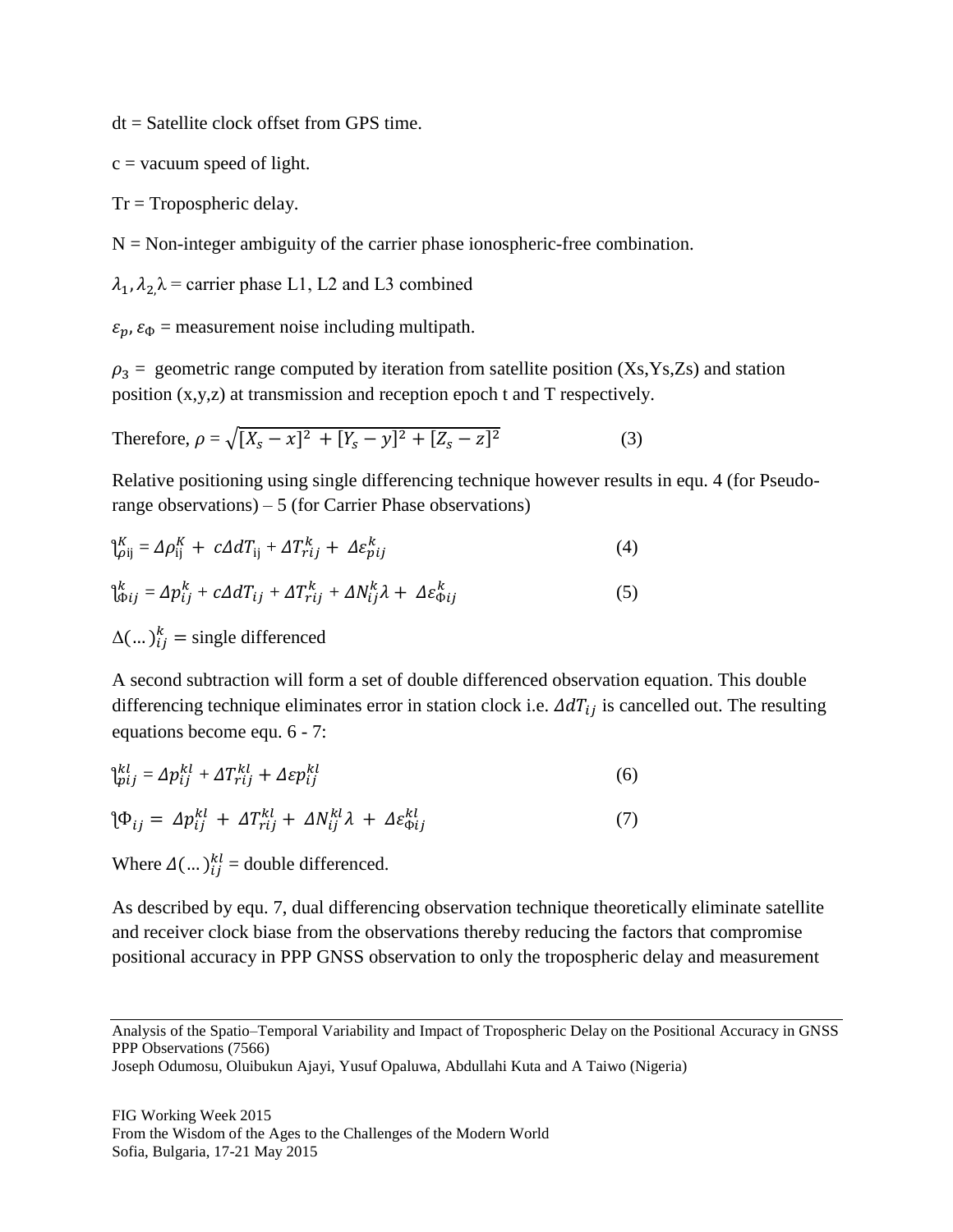dt = Satellite clock offset from GPS time.

c = vacuum speed of light.

Tr = Tropospheric delay.

N = Non-integer ambiguity of the carrier phase ionospheric-free combination.

$\lambda_1, \lambda_{2,} \lambda$ = carrier phase L1, L2 and L3 combined

$\varepsilon_p, \varepsilon_\Phi$ = measurement noise including multipath.

$\rho_3$ = geometric range computed by iteration from satellite position (Xs,Ys,Zs) and station position (x,y,z) at transmission and reception epoch t and T respectively.

$$\text{Therefore, } \rho = \sqrt{[X_s - x]^2 + [Y_s - y]^2 + [Z_s - z]^2} \tag{3}$$

Relative positioning using single differencing technique however results in equ. 4 (for Pseudo-range observations) – 5 (for Carrier Phase observations)

$$\mathfrak{l}_{\rho ij}^{K} = \Delta\rho_{ij}^{K} + c\Delta dT_{ij} + \Delta T_{rij}^{k} + \Delta\varepsilon_{pij}^{k} \tag{4}$$

$$\mathfrak{l}_{\Phi ij}^{k} = \Delta p_{ij}^{k} + c\Delta dT_{ij} + \Delta T_{rij}^{k} + \Delta N_{ij}^{k}\lambda + \Delta\varepsilon_{\Phi ij}^{k} \tag{5}$$

$\Delta(\dots)_{ij}^{k}$ = single differenced

A second subtraction will form a set of double differenced observation equation. This double differencing technique eliminates error in station clock i.e. $\Delta dT_{ij}$ is cancelled out. The resulting equations become equ. 6 - 7:

$$\mathfrak{l}_{pij}^{kl} = \Delta p_{ij}^{kl} + \Delta T_{rij}^{kl} + \Delta\varepsilon p_{ij}^{kl} \tag{6}$$

$$\mathfrak{l}\Phi_{ij} = \Delta p_{ij}^{kl} + \Delta T_{rij}^{kl} + \Delta N_{ij}^{kl}\lambda + \Delta\varepsilon_{\Phi ij}^{kl} \tag{7}$$

Where $\Delta(\dots)_{ij}^{kl}$ = double differenced.

As described by equ. 7, dual differencing observation technique theoretically eliminate satellite and receiver clock biase from the observations thereby reducing the factors that compromise positional accuracy in PPP GNSS observation to only the tropospheric delay and measurement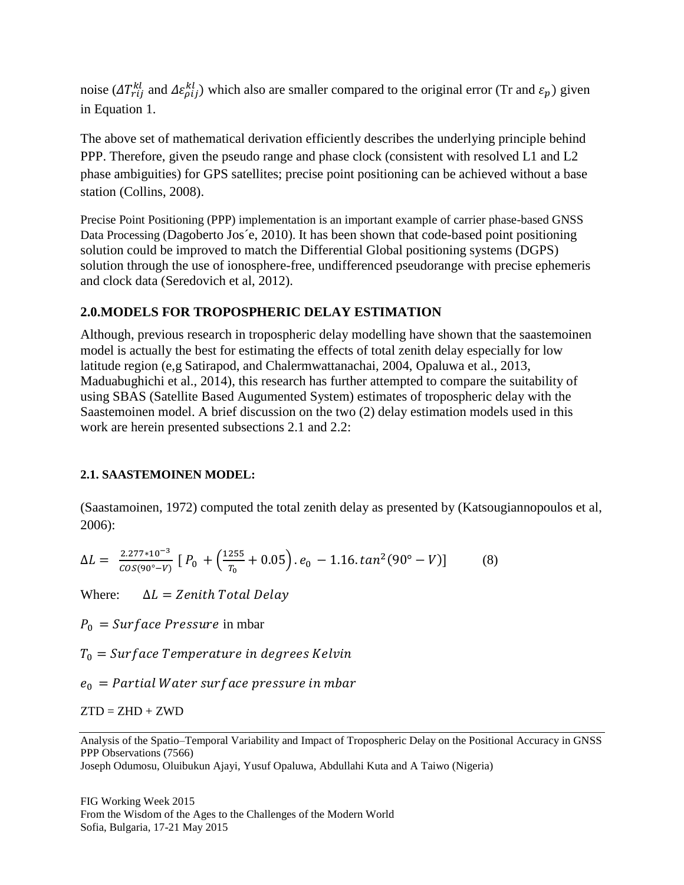noise ($\Delta T_{rij}^{kl}$ and $\Delta \varepsilon_{\rho ij}^{kl}$) which also are smaller compared to the original error (Tr and $\varepsilon_p$) given in Equation 1.

The above set of mathematical derivation efficiently describes the underlying principle behind PPP. Therefore, given the pseudo range and phase clock (consistent with resolved L1 and L2 phase ambiguities) for GPS satellites; precise point positioning can be achieved without a base station (Collins, 2008).

Precise Point Positioning (PPP) implementation is an important example of carrier phase-based GNSS Data Processing (Dagoberto Jos´e, 2010). It has been shown that code-based point positioning solution could be improved to match the Differential Global positioning systems (DGPS) solution through the use of ionosphere-free, undifferenced pseudorange with precise ephemeris and clock data (Seredovich et al, 2012).

## 2.0.MODELS FOR TROPOSPHERIC DELAY ESTIMATION

Although, previous research in tropospheric delay modelling have shown that the saastemoinen model is actually the best for estimating the effects of total zenith delay especially for low latitude region (e,g Satirapod, and Chalermwattanachai, 2004, Opaluwa et al., 2013, Maduabughichi et al., 2014), this research has further attempted to compare the suitability of using SBAS (Satellite Based Augumented System) estimates of tropospheric delay with the Saastemoinen model. A brief discussion on the two (2) delay estimation models used in this work are herein presented subsections 2.1 and 2.2:

### 2.1. SAASTEMOINEN MODEL:

(Saastamoinen, 1972) computed the total zenith delay as presented by (Katsougiannopoulos et al, 2006):

$$\Delta L = \frac{2.277 * 10^{-3}}{COS(90° - V)} \left[ P_0 + \left( \frac{1255}{T_0} + 0.05 \right) . e_0 - 1.16 . tan^2(90° - V) \right] \qquad (8)$$

Where: $\Delta L = Zenith\ Total\ Delay$

$P_0 = Surface\ Pressure$ in mbar

$T_0 = Surface\ Temperature\ in\ degrees\ Kelvin$

$e_0 = Partial\ Water\ surface\ pressure\ in\ mbar$

ZTD = ZHD + ZWD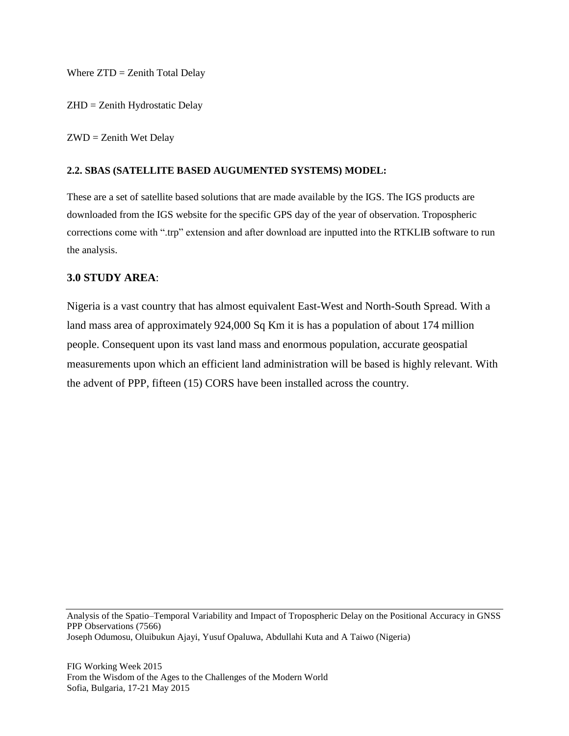Where ZTD = Zenith Total Delay

ZHD = Zenith Hydrostatic Delay

ZWD = Zenith Wet Delay

**2.2. SBAS (SATELLITE BASED AUGUMENTED SYSTEMS) MODEL:**

These are a set of satellite based solutions that are made available by the IGS. The IGS products are downloaded from the IGS website for the specific GPS day of the year of observation. Tropospheric corrections come with ".trp" extension and after download are inputted into the RTKLIB software to run the analysis.

## 3.0 STUDY AREA:

Nigeria is a vast country that has almost equivalent East-West and North-South Spread. With a land mass area of approximately 924,000 Sq Km it is has a population of about 174 million people. Consequent upon its vast land mass and enormous population, accurate geospatial measurements upon which an efficient land administration will be based is highly relevant. With the advent of PPP, fifteen (15) CORS have been installed across the country.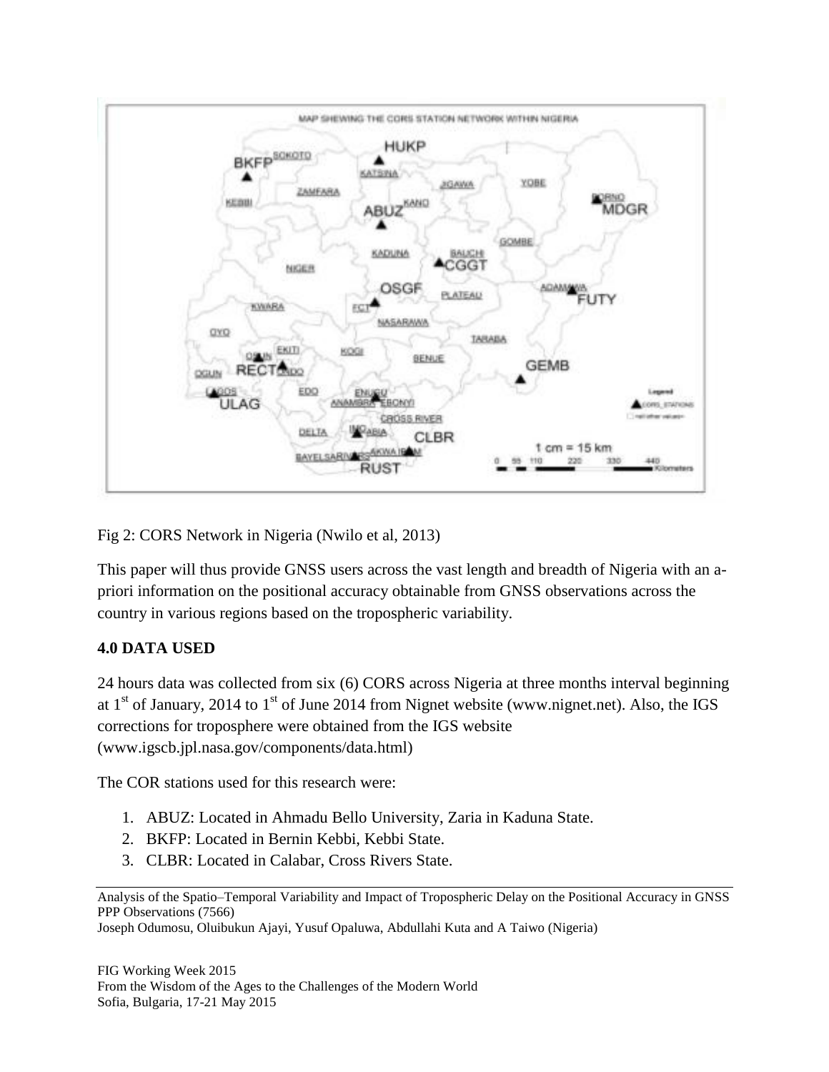Fig 2: CORS Network in Nigeria (Nwilo et al, 2013)

This paper will thus provide GNSS users across the vast length and breadth of Nigeria with an a-priori information on the positional accuracy obtainable from GNSS observations across the country in various regions based on the tropospheric variability.

## 4.0 DATA USED

24 hours data was collected from six (6) CORS across Nigeria at three months interval beginning at 1st of January, 2014 to 1st of June 2014 from Nignet website (www.nignet.net). Also, the IGS corrections for troposphere were obtained from the IGS website (www.igscb.jpl.nasa.gov/components/data.html)

The COR stations used for this research were:

1. ABUZ: Located in Ahmadu Bello University, Zaria in Kaduna State.
2. BKFP: Located in Bernin Kebbi, Kebbi State.
3. CLBR: Located in Calabar, Cross Rivers State.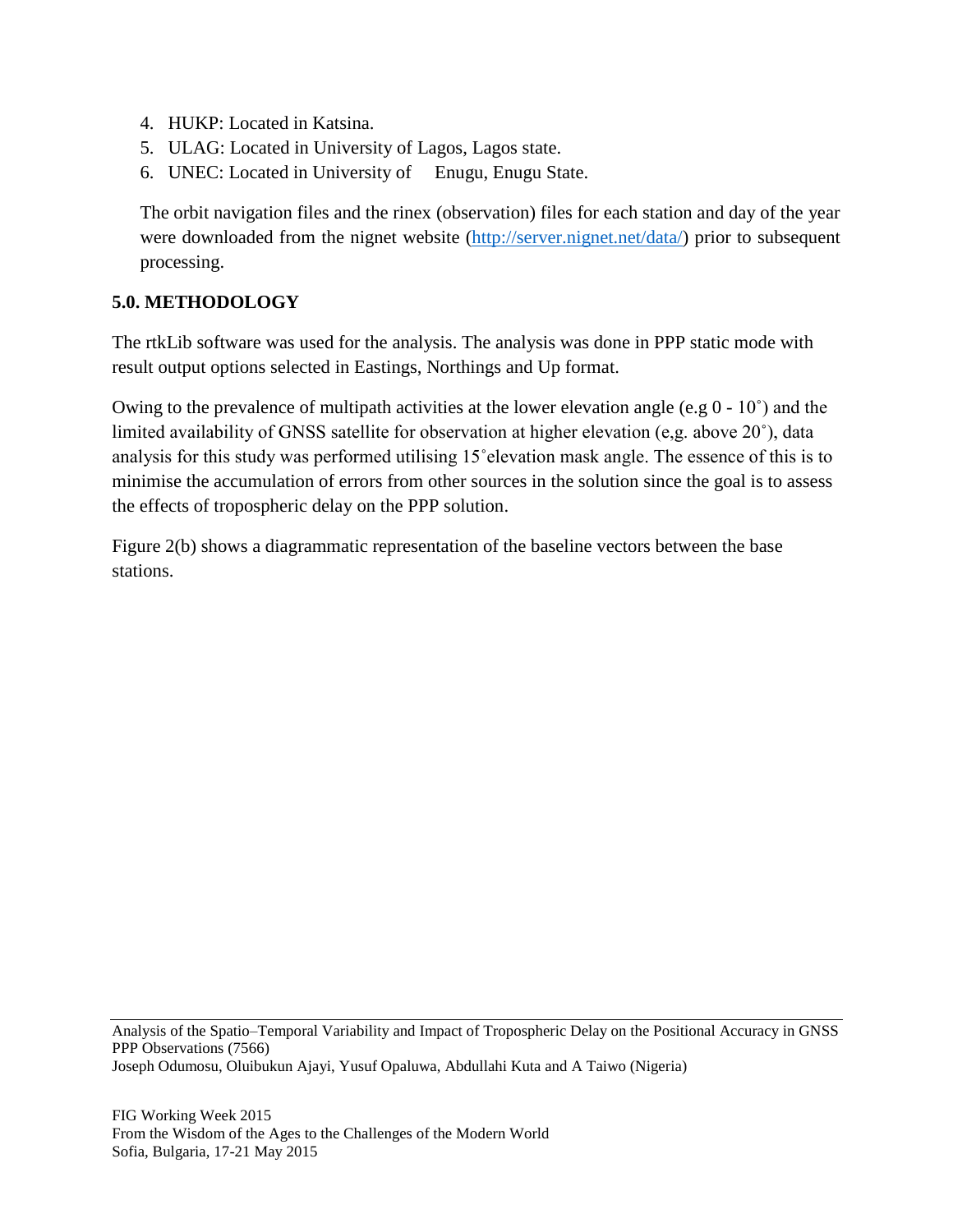4. HUKP: Located in Katsina.
5. ULAG: Located in University of Lagos, Lagos state.
6. UNEC: Located in University of Enugu, Enugu State.

The orbit navigation files and the rinex (observation) files for each station and day of the year were downloaded from the nignet website (http://server.nignet.net/data/) prior to subsequent processing.

## 5.0. METHODOLOGY

The rtkLib software was used for the analysis. The analysis was done in PPP static mode with result output options selected in Eastings, Northings and Up format.

Owing to the prevalence of multipath activities at the lower elevation angle (e.g 0 - 10˚) and the limited availability of GNSS satellite for observation at higher elevation (e,g. above 20˚), data analysis for this study was performed utilising 15˚elevation mask angle. The essence of this is to minimise the accumulation of errors from other sources in the solution since the goal is to assess the effects of tropospheric delay on the PPP solution.

Figure 2(b) shows a diagrammatic representation of the baseline vectors between the base stations.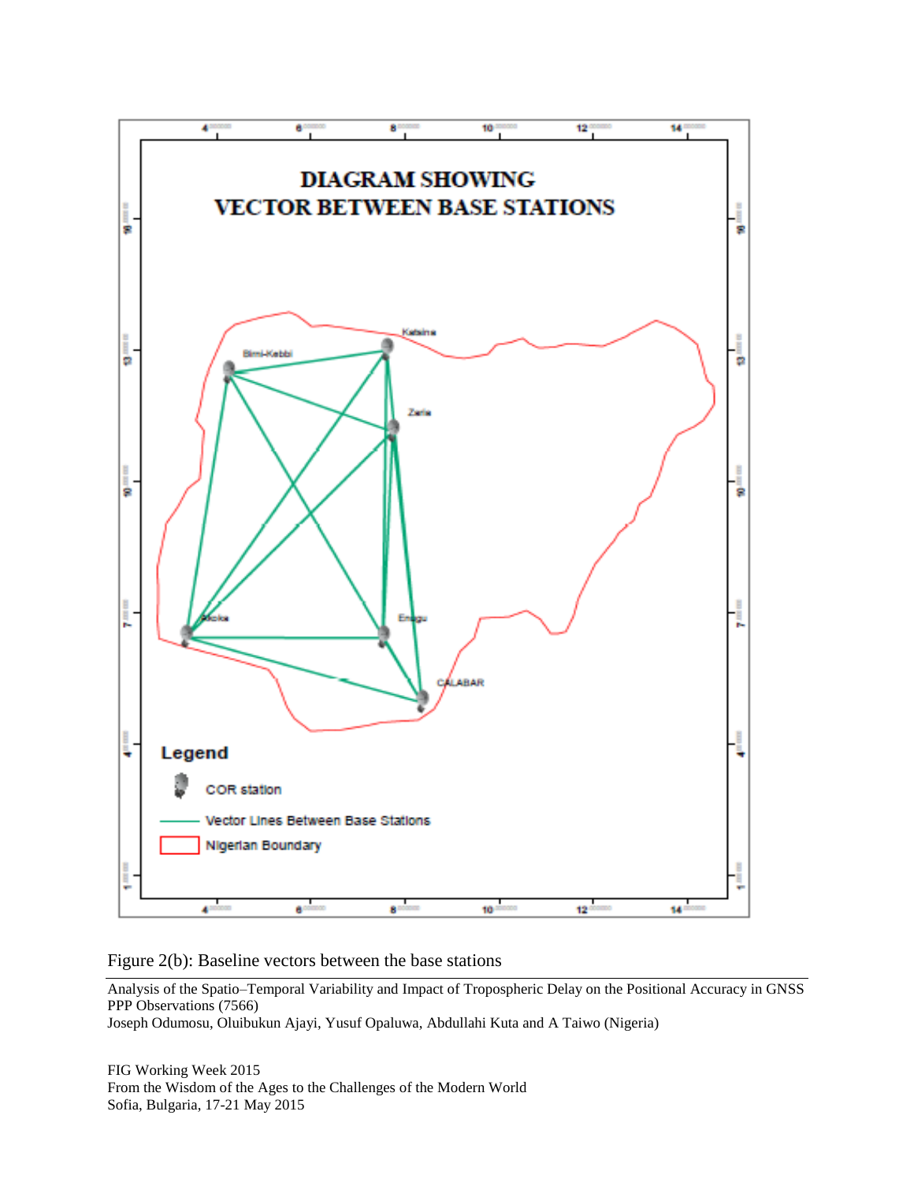Figure 2(b): Baseline vectors between the base stations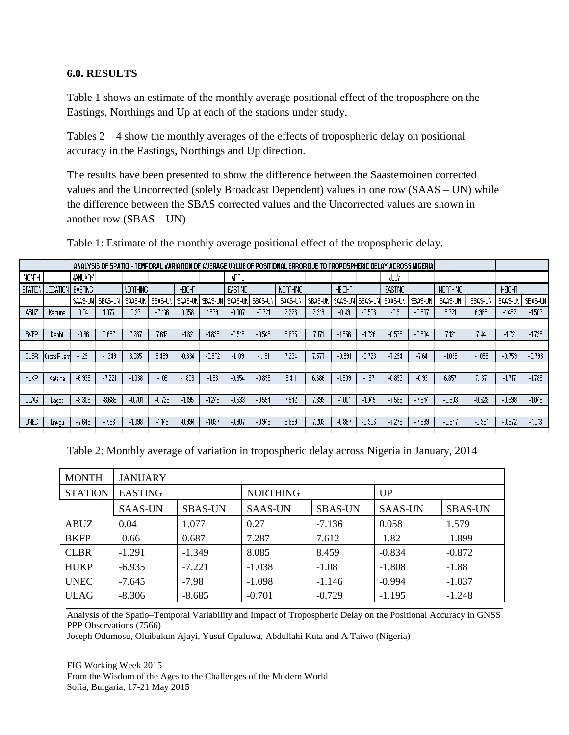## 6.0. RESULTS

Table 1 shows an estimate of the monthly average positional effect of the troposphere on the Eastings, Northings and Up at each of the stations under study.

Tables 2 – 4 show the monthly averages of the effects of tropospheric delay on positional accuracy in the Eastings, Northings and Up direction.

The results have been presented to show the difference between the Saastemoinen corrected values and the Uncorrected (solely Broadcast Dependent) values in one row (SAAS – UN) while the difference between the SBAS corrected values and the Uncorrected values are shown in another row (SBAS – UN)

Table 1: Estimate of the monthly average positional effect of the tropospheric delay.

| ANALYSIS OF SPATIO - TEMPORAL VARIATION OF AVERAGE VALUE OF POSITIONAL ERROR DUE TO TROPOSPHERIC DELAY ACROSS NIGERIA | | | | | | | | | | | | | | | | | | | |
|---|---|---|---|---|---|---|---|---|---|---|---|---|---|---|---|---|---|---|---|
| MONTH | | JANUARY | | | | | | APRIL | | | | | | JULY | | | | | |
| STATION | LOCATION | EASTING | | NORTHING | | HEIGHT | | EASTING | | NORTHING | | HEIGHT | | EASTING | | NORTHING | | HEIGHT | |
| | | SAAS-UN | SBAS-UN | SAAS-UN | SBAS-UN | SAAS-UN | SBAS-UN | SAAS-UN | SBAS-UN | SAAS-UN | SBAS-UN | SAAS-UN | SBAS-UN | SAAS-UN | SBAS-UN | SAAS-UN | SBAS-UN | SAAS-UN | SBAS-UN |
| ABUZ | Kaduna | 0.04 | 1.077 | 0.27 | -7.136 | 0.058 | 1.579 | -0.307 | -0.321 | 2.228 | 2.319 | -0.49 | -0.508 | -0.9 | -0.937 | 6.721 | 6.985 | -1.452 | -1.503 |
| BKFP | Kebbi | -0.66 | 0.687 | 7.287 | 7.612 | -1.82 | -1.899 | -0.518 | -0.546 | 6.875 | 7.171 | -1.656 | -1.726 | -0.578 | -0.604 | 7.121 | 7.44 | -1.72 | -1.796 |
| CLBR | Cross Rivers | -1.291 | -1.349 | 8.085 | 8.459 | -0.834 | -0.872 | -1.109 | -1.161 | 7.234 | 7.577 | -0.691 | -0.723 | -7.294 | -7.64 | -1.039 | -1.089 | -0.759 | -0.793 |
| HUKP | Katsina | -6.935 | -7.221 | -1.038 | -1.08 | -1.808 | -1.88 | -0.854 | -0.895 | 6.411 | 6.686 | -1.609 | -1.67 | -0.893 | -0.93 | 6.857 | 7.137 | -1.717 | -1.786 |
| ULAG | Lagos | -8.306 | -8.685 | -0.701 | -0.729 | -1.195 | -1.248 | -0.533 | -0.554 | 7.542 | 7.899 | -1.001 | -1.045 | -7.586 | -7.944 | -0.503 | -0.528 | -0.998 | -1.045 |
| UNEC | Enugu | -7.645 | -7.98 | -1.098 | -1.146 | -0.994 | -1.037 | -0.907 | -0.949 | 6.889 | 7.203 | -0.867 | -0.906 | -7.276 | -7.599 | -0.947 | -0.991 | -0.972 | -1.013 |

Table 2: Monthly average of variation in tropospheric delay across Nigeria in January, 2014

| MONTH | JANUARY | | | | | |
|---|---|---|---|---|---|---|
| STATION | EASTING | | NORTHING | | UP | |
| | SAAS-UN | SBAS-UN | SAAS-UN | SBAS-UN | SAAS-UN | SBAS-UN |
| ABUZ | 0.04 | 1.077 | 0.27 | -7.136 | 0.058 | 1.579 |
| BKFP | -0.66 | 0.687 | 7.287 | 7.612 | -1.82 | -1.899 |
| CLBR | -1.291 | -1.349 | 8.085 | 8.459 | -0.834 | -0.872 |
| HUKP | -6.935 | -7.221 | -1.038 | -1.08 | -1.808 | -1.88 |
| UNEC | -7.645 | -7.98 | -1.098 | -1.146 | -0.994 | -1.037 |
| ULAG | -8.306 | -8.685 | -0.701 | -0.729 | -1.195 | -1.248 |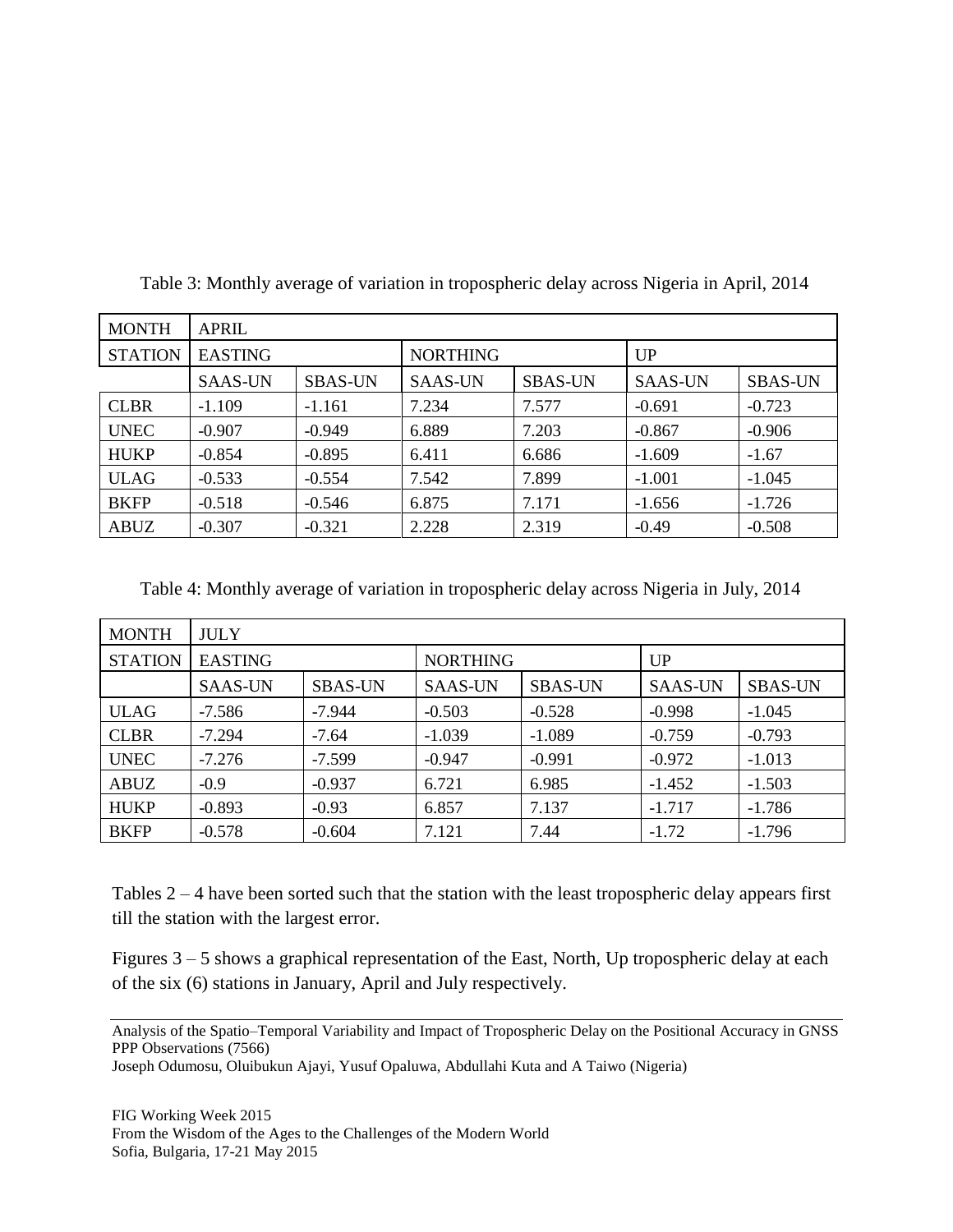Table 3: Monthly average of variation in tropospheric delay across Nigeria in April, 2014

| MONTH | APRIL | | | | | |
|---|---|---|---|---|---|---|
| STATION | EASTING | | NORTHING | | UP | |
| | SAAS-UN | SBAS-UN | SAAS-UN | SBAS-UN | SAAS-UN | SBAS-UN |
| CLBR | -1.109 | -1.161 | 7.234 | 7.577 | -0.691 | -0.723 |
| UNEC | -0.907 | -0.949 | 6.889 | 7.203 | -0.867 | -0.906 |
| HUKP | -0.854 | -0.895 | 6.411 | 6.686 | -1.609 | -1.67 |
| ULAG | -0.533 | -0.554 | 7.542 | 7.899 | -1.001 | -1.045 |
| BKFP | -0.518 | -0.546 | 6.875 | 7.171 | -1.656 | -1.726 |
| ABUZ | -0.307 | -0.321 | 2.228 | 2.319 | -0.49 | -0.508 |

Table 4: Monthly average of variation in tropospheric delay across Nigeria in July, 2014

| MONTH | JULY | | | | | |
|---|---|---|---|---|---|---|
| STATION | EASTING | | NORTHING | | UP | |
| | SAAS-UN | SBAS-UN | SAAS-UN | SBAS-UN | SAAS-UN | SBAS-UN |
| ULAG | -7.586 | -7.944 | -0.503 | -0.528 | -0.998 | -1.045 |
| CLBR | -7.294 | -7.64 | -1.039 | -1.089 | -0.759 | -0.793 |
| UNEC | -7.276 | -7.599 | -0.947 | -0.991 | -0.972 | -1.013 |
| ABUZ | -0.9 | -0.937 | 6.721 | 6.985 | -1.452 | -1.503 |
| HUKP | -0.893 | -0.93 | 6.857 | 7.137 | -1.717 | -1.786 |
| BKFP | -0.578 | -0.604 | 7.121 | 7.44 | -1.72 | -1.796 |

Tables 2 – 4 have been sorted such that the station with the least tropospheric delay appears first till the station with the largest error.

Figures 3 – 5 shows a graphical representation of the East, North, Up tropospheric delay at each of the six (6) stations in January, April and July respectively.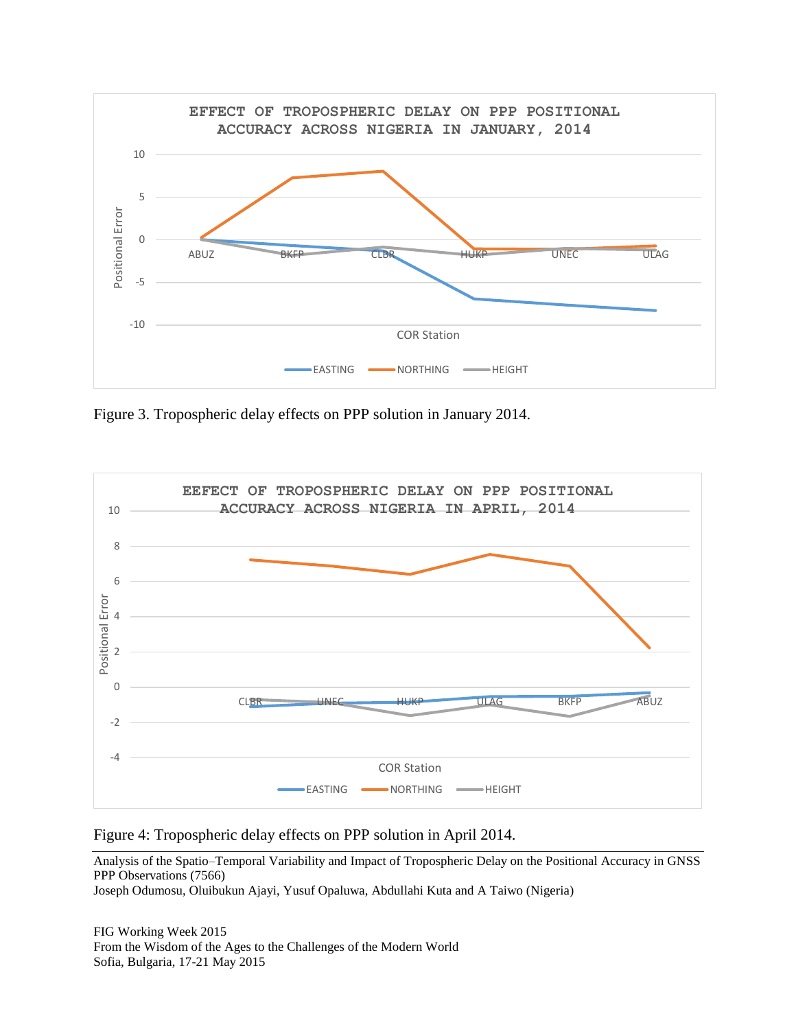Figure 3. Tropospheric delay effects on PPP solution in January 2014.

Figure 4: Tropospheric delay effects on PPP solution in April 2014.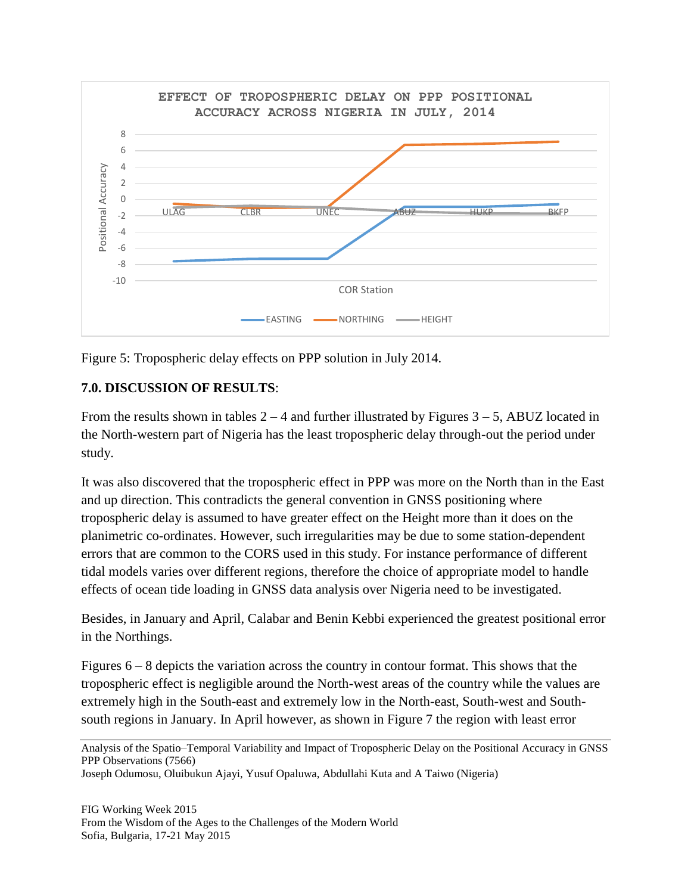Figure 5: Tropospheric delay effects on PPP solution in July 2014.

## 7.0. DISCUSSION OF RESULTS:

From the results shown in tables 2 – 4 and further illustrated by Figures 3 – 5, ABUZ located in the North-western part of Nigeria has the least tropospheric delay through-out the period under study.

It was also discovered that the tropospheric effect in PPP was more on the North than in the East and up direction. This contradicts the general convention in GNSS positioning where tropospheric delay is assumed to have greater effect on the Height more than it does on the planimetric co-ordinates. However, such irregularities may be due to some station-dependent errors that are common to the CORS used in this study. For instance performance of different tidal models varies over different regions, therefore the choice of appropriate model to handle effects of ocean tide loading in GNSS data analysis over Nigeria need to be investigated.

Besides, in January and April, Calabar and Benin Kebbi experienced the greatest positional error in the Northings.

Figures 6 – 8 depicts the variation across the country in contour format. This shows that the tropospheric effect is negligible around the North-west areas of the country while the values are extremely high in the South-east and extremely low in the North-east, South-west and South-south regions in January. In April however, as shown in Figure 7 the region with least error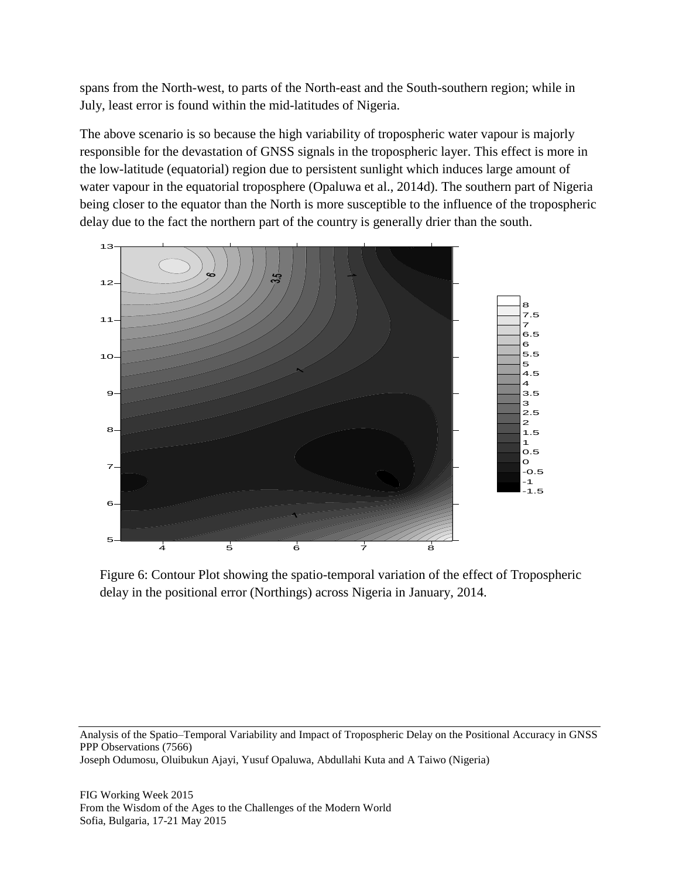spans from the North-west, to parts of the North-east and the South-southern region; while in July, least error is found within the mid-latitudes of Nigeria.

The above scenario is so because the high variability of tropospheric water vapour is majorly responsible for the devastation of GNSS signals in the tropospheric layer. This effect is more in the low-latitude (equatorial) region due to persistent sunlight which induces large amount of water vapour in the equatorial troposphere (Opaluwa et al., 2014d). The southern part of Nigeria being closer to the equator than the North is more susceptible to the influence of the tropospheric delay due to the fact the northern part of the country is generally drier than the south.

Figure 6: Contour Plot showing the spatio-temporal variation of the effect of Tropospheric delay in the positional error (Northings) across Nigeria in January, 2014.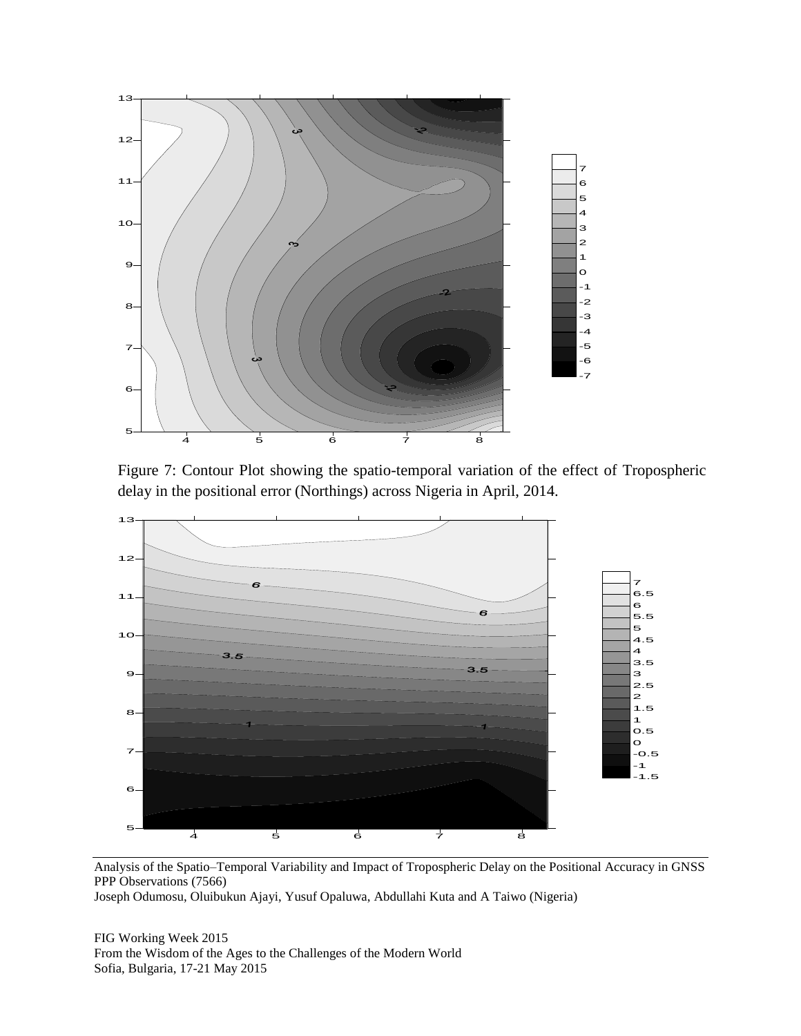Figure 7: Contour Plot showing the spatio-temporal variation of the effect of Tropospheric delay in the positional error (Northings) across Nigeria in April, 2014.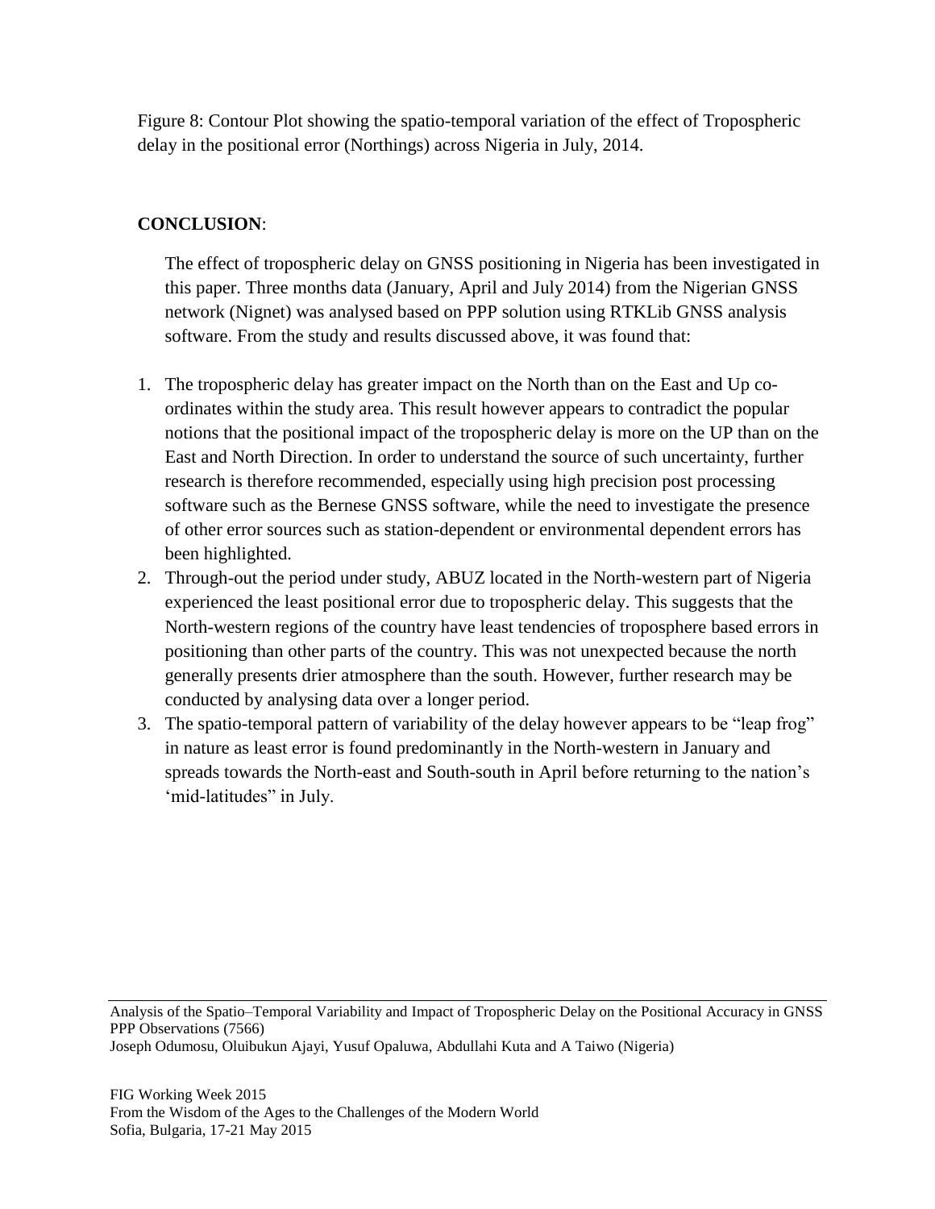Figure 8: Contour Plot showing the spatio-temporal variation of the effect of Tropospheric delay in the positional error (Northings) across Nigeria in July, 2014.

**CONCLUSION**:

The effect of tropospheric delay on GNSS positioning in Nigeria has been investigated in this paper. Three months data (January, April and July 2014) from the Nigerian GNSS network (Nignet) was analysed based on PPP solution using RTKLib GNSS analysis software. From the study and results discussed above, it was found that:

1. The tropospheric delay has greater impact on the North than on the East and Up co-ordinates within the study area. This result however appears to contradict the popular notions that the positional impact of the tropospheric delay is more on the UP than on the East and North Direction. In order to understand the source of such uncertainty, further research is therefore recommended, especially using high precision post processing software such as the Bernese GNSS software, while the need to investigate the presence of other error sources such as station-dependent or environmental dependent errors has been highlighted.
2. Through-out the period under study, ABUZ located in the North-western part of Nigeria experienced the least positional error due to tropospheric delay. This suggests that the North-western regions of the country have least tendencies of troposphere based errors in positioning than other parts of the country. This was not unexpected because the north generally presents drier atmosphere than the south. However, further research may be conducted by analysing data over a longer period.
3. The spatio-temporal pattern of variability of the delay however appears to be "leap frog" in nature as least error is found predominantly in the North-western in January and spreads towards the North-east and South-south in April before returning to the nation's 'mid-latitudes" in July.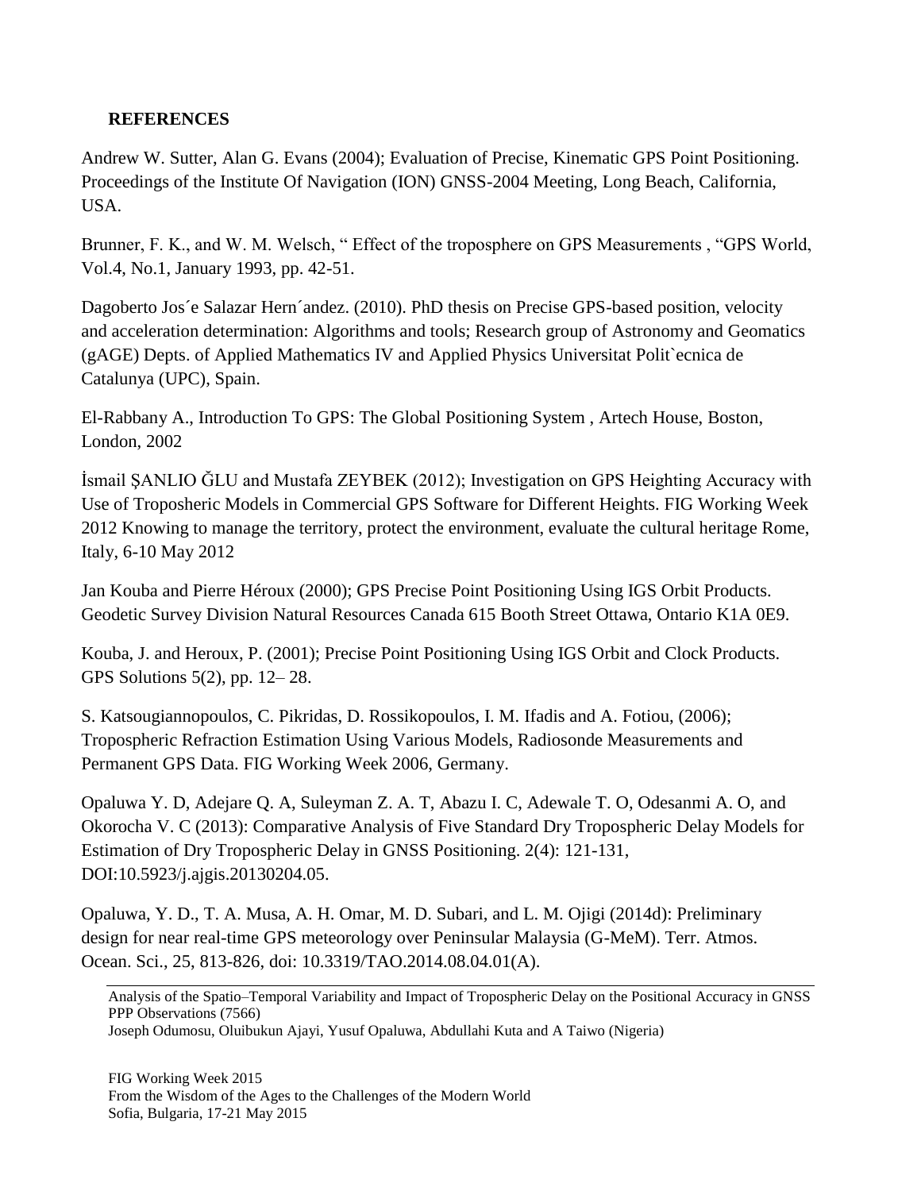**REFERENCES**

Andrew W. Sutter, Alan G. Evans (2004); Evaluation of Precise, Kinematic GPS Point Positioning. Proceedings of the Institute Of Navigation (ION) GNSS-2004 Meeting, Long Beach, California, USA.

Brunner, F. K., and W. M. Welsch, " Effect of the troposphere on GPS Measurements , "GPS World, Vol.4, No.1, January 1993, pp. 42-51.

Dagoberto Jos´e Salazar Hern´andez. (2010). PhD thesis on Precise GPS-based position, velocity and acceleration determination: Algorithms and tools; Research group of Astronomy and Geomatics (gAGE) Depts. of Applied Mathematics IV and Applied Physics Universitat Polit`ecnica de Catalunya (UPC), Spain.

El-Rabbany A., Introduction To GPS: The Global Positioning System , Artech House, Boston, London, 2002

İsmail ŞANLIO ĞLU and Mustafa ZEYBEK (2012); Investigation on GPS Heighting Accuracy with Use of Troposheric Models in Commercial GPS Software for Different Heights. FIG Working Week 2012 Knowing to manage the territory, protect the environment, evaluate the cultural heritage Rome, Italy, 6-10 May 2012

Jan Kouba and Pierre Héroux (2000); GPS Precise Point Positioning Using IGS Orbit Products. Geodetic Survey Division Natural Resources Canada 615 Booth Street Ottawa, Ontario K1A 0E9.

Kouba, J. and Heroux, P. (2001); Precise Point Positioning Using IGS Orbit and Clock Products. GPS Solutions 5(2), pp. 12– 28.

S. Katsougiannopoulos, C. Pikridas, D. Rossikopoulos, I. M. Ifadis and A. Fotiou, (2006); Tropospheric Refraction Estimation Using Various Models, Radiosonde Measurements and Permanent GPS Data. FIG Working Week 2006, Germany.

Opaluwa Y. D, Adejare Q. A, Suleyman Z. A. T, Abazu I. C, Adewale T. O, Odesanmi A. O, and Okorocha V. C (2013): Comparative Analysis of Five Standard Dry Tropospheric Delay Models for Estimation of Dry Tropospheric Delay in GNSS Positioning. 2(4): 121-131, DOI:10.5923/j.ajgis.20130204.05.

Opaluwa, Y. D., T. A. Musa, A. H. Omar, M. D. Subari, and L. M. Ojigi (2014d): Preliminary design for near real-time GPS meteorology over Peninsular Malaysia (G-MeM). Terr. Atmos. Ocean. Sci., 25, 813-826, doi: 10.3319/TAO.2014.08.04.01(A).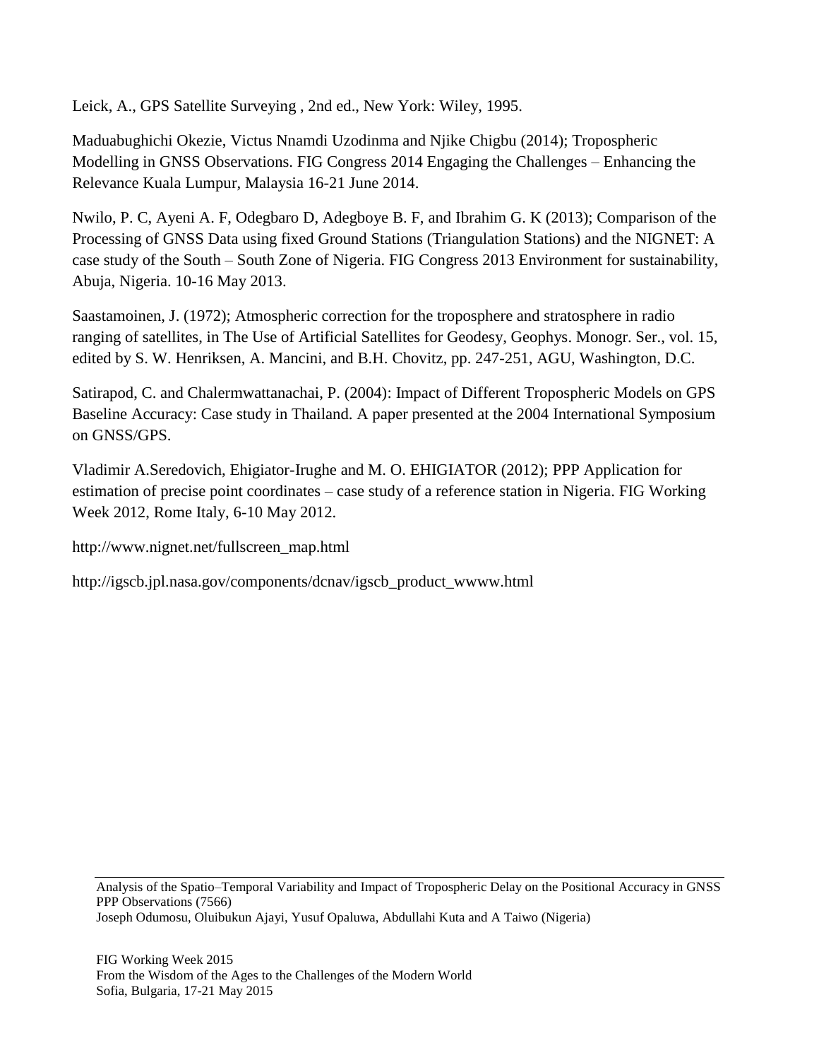Leick, A., GPS Satellite Surveying , 2nd ed., New York: Wiley, 1995.

Maduabughichi Okezie, Victus Nnamdi Uzodinma and Njike Chigbu (2014); Tropospheric Modelling in GNSS Observations. FIG Congress 2014 Engaging the Challenges – Enhancing the Relevance Kuala Lumpur, Malaysia 16-21 June 2014.

Nwilo, P. C, Ayeni A. F, Odegbaro D, Adegboye B. F, and Ibrahim G. K (2013); Comparison of the Processing of GNSS Data using fixed Ground Stations (Triangulation Stations) and the NIGNET: A case study of the South – South Zone of Nigeria. FIG Congress 2013 Environment for sustainability, Abuja, Nigeria. 10-16 May 2013.

Saastamoinen, J. (1972); Atmospheric correction for the troposphere and stratosphere in radio ranging of satellites, in The Use of Artificial Satellites for Geodesy, Geophys. Monogr. Ser., vol. 15, edited by S. W. Henriksen, A. Mancini, and B.H. Chovitz, pp. 247-251, AGU, Washington, D.C.

Satirapod, C. and Chalermwattanachai, P. (2004): Impact of Different Tropospheric Models on GPS Baseline Accuracy: Case study in Thailand. A paper presented at the 2004 International Symposium on GNSS/GPS.

Vladimir A.Seredovich, Ehigiator-Irughe and M. O. EHIGIATOR (2012); PPP Application for estimation of precise point coordinates – case study of a reference station in Nigeria. FIG Working Week 2012, Rome Italy, 6-10 May 2012.

http://www.nignet.net/fullscreen_map.html

http://igscb.jpl.nasa.gov/components/dcnav/igscb_product_wwww.html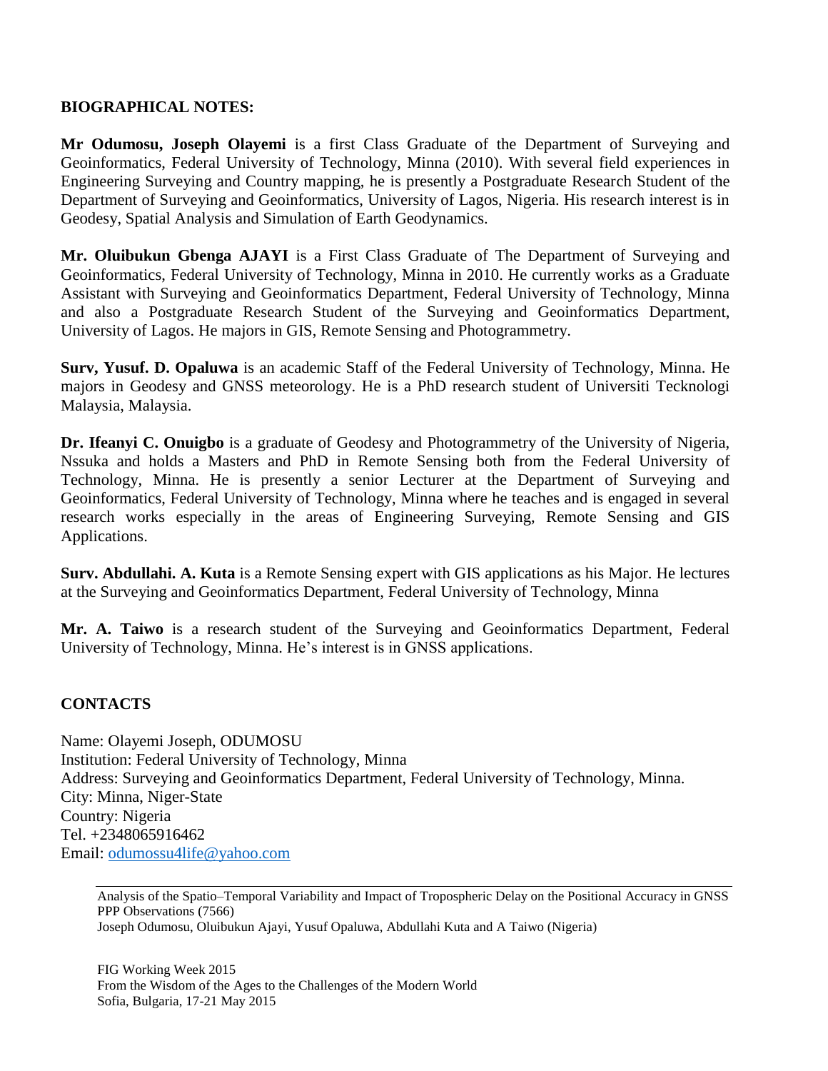## BIOGRAPHICAL NOTES:

**Mr Odumosu, Joseph Olayemi** is a first Class Graduate of the Department of Surveying and Geoinformatics, Federal University of Technology, Minna (2010). With several field experiences in Engineering Surveying and Country mapping, he is presently a Postgraduate Research Student of the Department of Surveying and Geoinformatics, University of Lagos, Nigeria. His research interest is in Geodesy, Spatial Analysis and Simulation of Earth Geodynamics.

**Mr. Oluibukun Gbenga AJAYI** is a First Class Graduate of The Department of Surveying and Geoinformatics, Federal University of Technology, Minna in 2010. He currently works as a Graduate Assistant with Surveying and Geoinformatics Department, Federal University of Technology, Minna and also a Postgraduate Research Student of the Surveying and Geoinformatics Department, University of Lagos. He majors in GIS, Remote Sensing and Photogrammetry.

**Surv, Yusuf. D. Opaluwa** is an academic Staff of the Federal University of Technology, Minna. He majors in Geodesy and GNSS meteorology. He is a PhD research student of Universiti Tecknologi Malaysia, Malaysia.

**Dr. Ifeanyi C. Onuigbo** is a graduate of Geodesy and Photogrammetry of the University of Nigeria, Nssuka and holds a Masters and PhD in Remote Sensing both from the Federal University of Technology, Minna. He is presently a senior Lecturer at the Department of Surveying and Geoinformatics, Federal University of Technology, Minna where he teaches and is engaged in several research works especially in the areas of Engineering Surveying, Remote Sensing and GIS Applications.

**Surv. Abdullahi. A. Kuta** is a Remote Sensing expert with GIS applications as his Major. He lectures at the Surveying and Geoinformatics Department, Federal University of Technology, Minna

**Mr. A. Taiwo** is a research student of the Surveying and Geoinformatics Department, Federal University of Technology, Minna. He's interest is in GNSS applications.

## CONTACTS

Name: Olayemi Joseph, ODUMOSU
Institution: Federal University of Technology, Minna
Address: Surveying and Geoinformatics Department, Federal University of Technology, Minna.
City: Minna, Niger-State
Country: Nigeria
Tel. +2348065916462
Email: odumossu4life@yahoo.com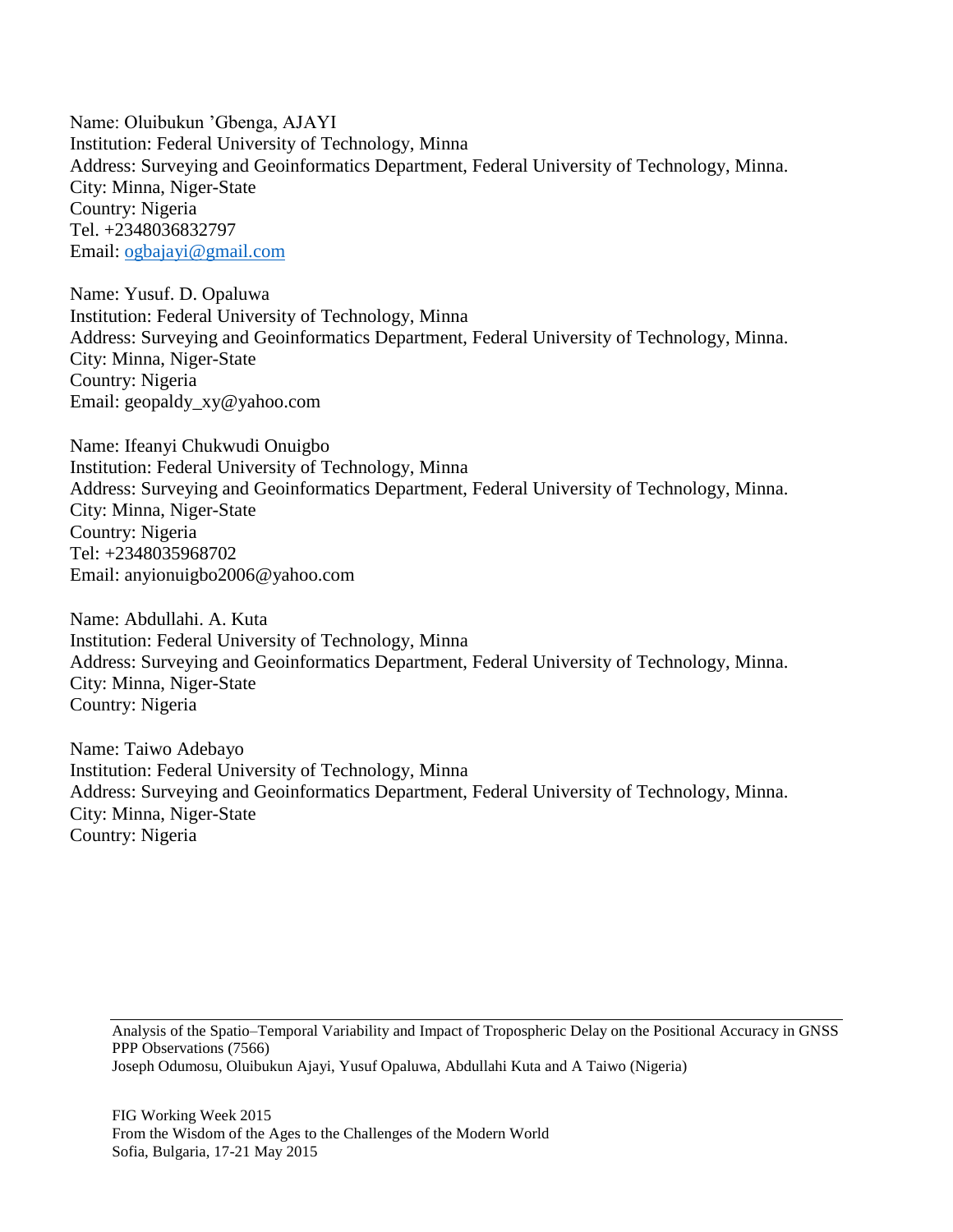Name: Oluibukun 'Gbenga, AJAYI
Institution: Federal University of Technology, Minna
Address: Surveying and Geoinformatics Department, Federal University of Technology, Minna.
City: Minna, Niger-State
Country: Nigeria
Tel. +2348036832797
Email: ogbajayi@gmail.com

Name: Yusuf. D. Opaluwa
Institution: Federal University of Technology, Minna
Address: Surveying and Geoinformatics Department, Federal University of Technology, Minna.
City: Minna, Niger-State
Country: Nigeria
Email: geopaldy_xy@yahoo.com

Name: Ifeanyi Chukwudi Onuigbo
Institution: Federal University of Technology, Minna
Address: Surveying and Geoinformatics Department, Federal University of Technology, Minna.
City: Minna, Niger-State
Country: Nigeria
Tel: +2348035968702
Email: anyionuigbo2006@yahoo.com

Name: Abdullahi. A. Kuta
Institution: Federal University of Technology, Minna
Address: Surveying and Geoinformatics Department, Federal University of Technology, Minna.
City: Minna, Niger-State
Country: Nigeria

Name: Taiwo Adebayo
Institution: Federal University of Technology, Minna
Address: Surveying and Geoinformatics Department, Federal University of Technology, Minna.
City: Minna, Niger-State
Country: Nigeria